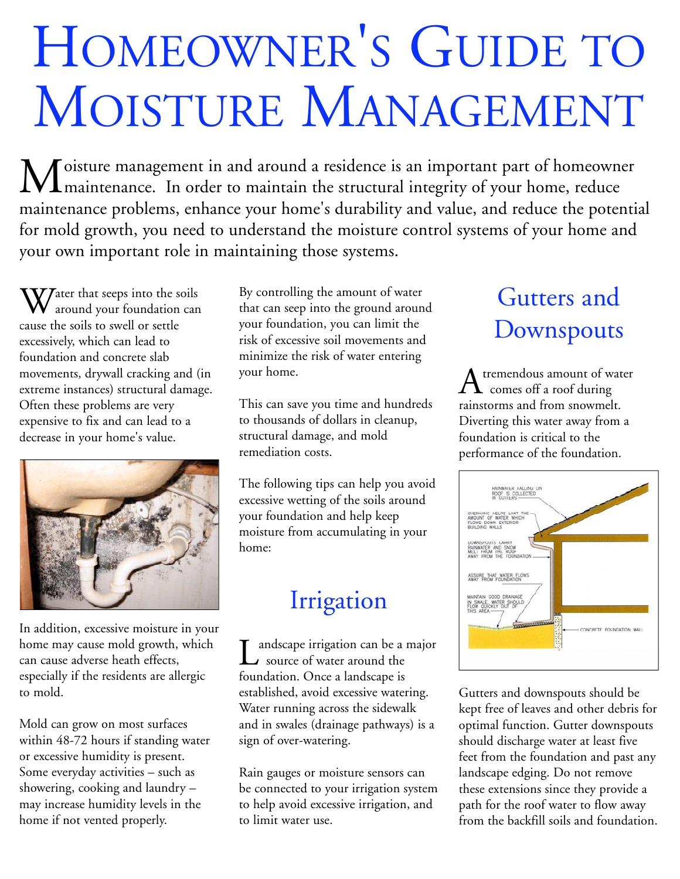# Homeowner's Guide to Moisture Management

Moisture management in and around a residence is an important part of homeowner maintenance. In order to maintain the structural integrity of your home, reduce maintenance problems, enhance your home's durability and value, and reduce the potential for mold growth, you need to understand the moisture control systems of your home and your own important role in maintaining those systems.

Water that seeps into the soils around your foundation can cause the soils to swell or settle excessively, which can lead to foundation and concrete slab movements, drywall cracking and (in extreme instances) structural damage. Often these problems are very expensive to fix and can lead to a decrease in your home's value.

In addition, excessive moisture in your home may cause mold growth, which can cause adverse heath effects, especially if the residents are allergic to mold.

Mold can grow on most surfaces within 48-72 hours if standing water or excessive humidity is present. Some everyday activities – such as showering, cooking and laundry – may increase humidity levels in the home if not vented properly.

By controlling the amount of water that can seep into the ground around your foundation, you can limit the risk of excessive soil movements and minimize the risk of water entering your home.

This can save you time and hundreds to thousands of dollars in cleanup, structural damage, and mold remediation costs.

The following tips can help you avoid excessive wetting of the soils around your foundation and help keep moisture from accumulating in your home:

## Irrigation

Landscape irrigation can be a major source of water around the foundation. Once a landscape is established, avoid excessive watering. Water running across the sidewalk and in swales (drainage pathways) is a sign of over-watering.

Rain gauges or moisture sensors can be connected to your irrigation system to help avoid excessive irrigation, and to limit water use.

## Gutters and Downspouts

A tremendous amount of water comes off a roof during rainstorms and from snowmelt. Diverting this water away from a foundation is critical to the performance of the foundation.

Gutters and downspouts should be kept free of leaves and other debris for optimal function. Gutter downspouts should discharge water at least five feet from the foundation and past any landscape edging. Do not remove these extensions since they provide a path for the roof water to flow away from the backfill soils and foundation.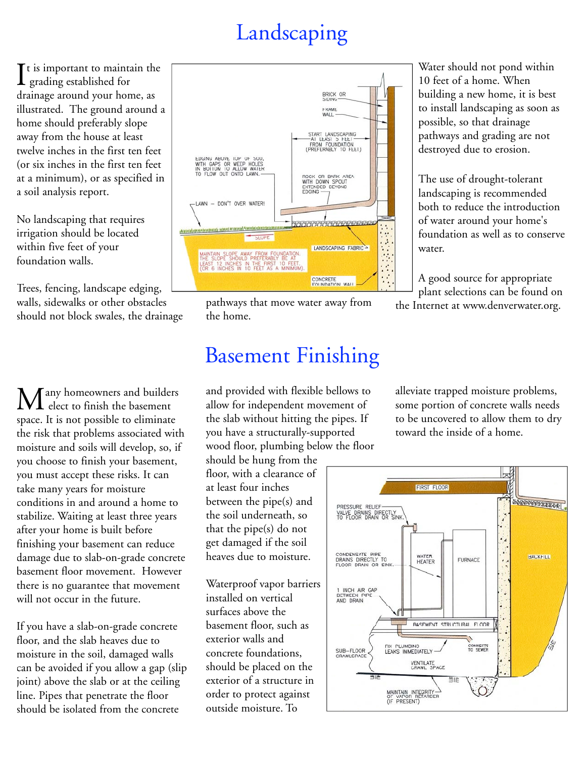## Landscaping

It is important to maintain the grading established for drainage around your home, as illustrated. The ground around a home should preferably slope away from the house at least twelve inches in the first ten feet (or six inches in the first ten feet at a minimum), or as specified in a soil analysis report.

No landscaping that requires irrigation should be located within five feet of your foundation walls.

Trees, fencing, landscape edging, walls, sidewalks or other obstacles should not block swales, the drainage pathways that move water away from the home.

Water should not pond within 10 feet of a home. When building a new home, it is best to install landscaping as soon as possible, so that drainage pathways and grading are not destroyed due to erosion.

The use of drought-tolerant landscaping is recommended both to reduce the introduction of water around your home's foundation as well as to conserve water.

A good source for appropriate plant selections can be found on the Internet at www.denverwater.org.

## Basement Finishing

Many homeowners and builders elect to finish the basement space. It is not possible to eliminate the risk that problems associated with moisture and soils will develop, so, if you choose to finish your basement, you must accept these risks. It can take many years for moisture conditions in and around a home to stabilize. Waiting at least three years after your home is built before finishing your basement can reduce damage due to slab-on-grade concrete basement floor movement. However there is no guarantee that movement will not occur in the future.

If you have a slab-on-grade concrete floor, and the slab heaves due to moisture in the soil, damaged walls can be avoided if you allow a gap (slip joint) above the slab or at the ceiling line. Pipes that penetrate the floor should be isolated from the concrete and provided with flexible bellows to allow for independent movement of the slab without hitting the pipes. If you have a structurally-supported wood floor, plumbing below the floor should be hung from the floor, with a clearance of at least four inches between the pipe(s) and the soil underneath, so that the pipe(s) do not get damaged if the soil heaves due to moisture.

Waterproof vapor barriers installed on vertical surfaces above the basement floor, such as exterior walls and concrete foundations, should be placed on the exterior of a structure in order to protect against outside moisture. To alleviate trapped moisture problems, some portion of concrete walls needs to be uncovered to allow them to dry toward the inside of a home.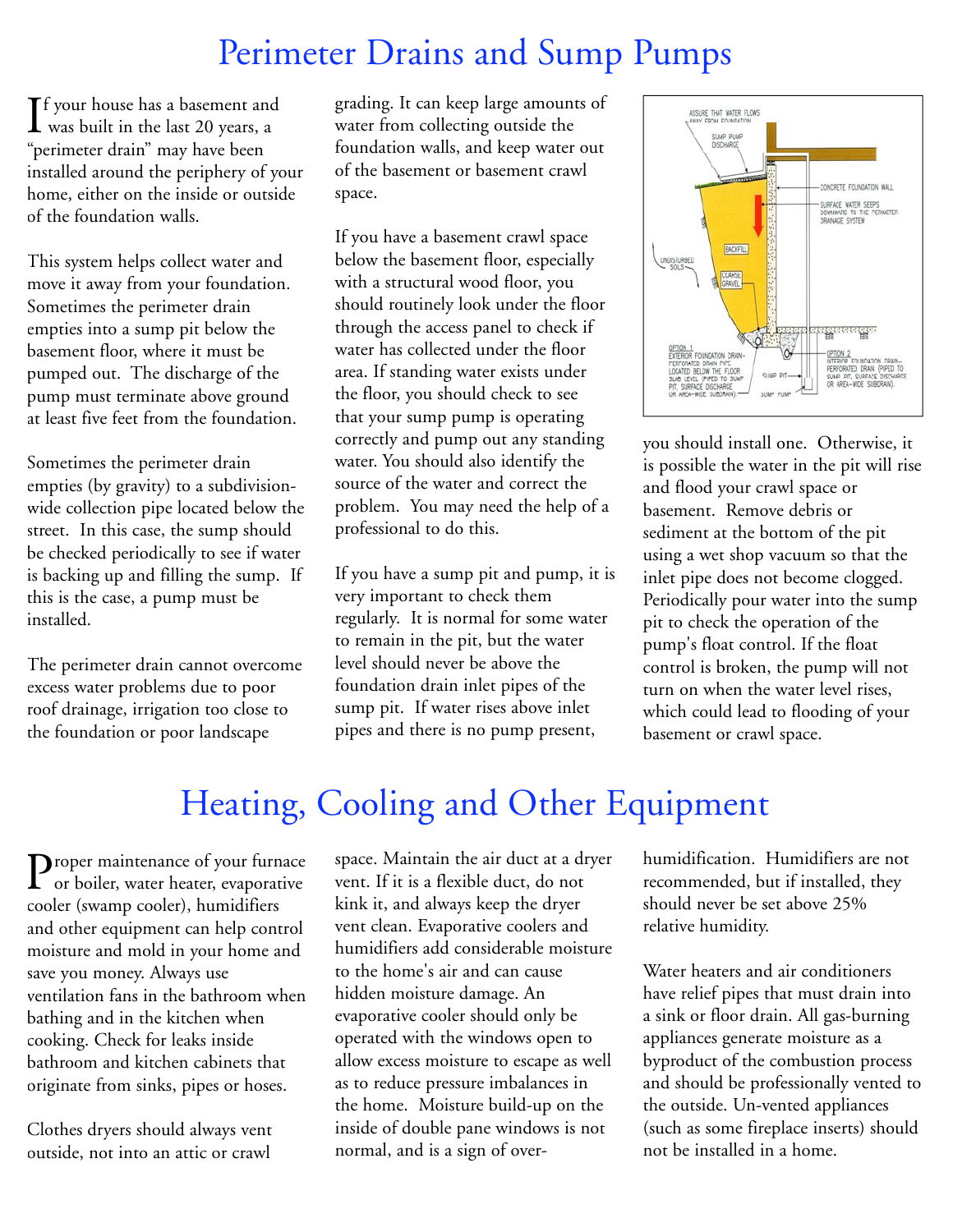# Perimeter Drains and Sump Pumps

If your house has a basement and was built in the last 20 years, a "perimeter drain" may have been installed around the periphery of your home, either on the inside or outside of the foundation walls.

This system helps collect water and move it away from your foundation. Sometimes the perimeter drain empties into a sump pit below the basement floor, where it must be pumped out. The discharge of the pump must terminate above ground at least five feet from the foundation.

Sometimes the perimeter drain empties (by gravity) to a subdivision-wide collection pipe located below the street. In this case, the sump should be checked periodically to see if water is backing up and filling the sump. If this is the case, a pump must be installed.

The perimeter drain cannot overcome excess water problems due to poor roof drainage, irrigation too close to the foundation or poor landscape grading. It can keep large amounts of water from collecting outside the foundation walls, and keep water out of the basement or basement crawl space.

If you have a basement crawl space below the basement floor, especially with a structural wood floor, you should routinely look under the floor through the access panel to check if water has collected under the floor area. If standing water exists under the floor, you should check to see that your sump pump is operating correctly and pump out any standing water. You should also identify the source of the water and correct the problem. You may need the help of a professional to do this.

If you have a sump pit and pump, it is very important to check them regularly. It is normal for some water to remain in the pit, but the water level should never be above the foundation drain inlet pipes of the sump pit. If water rises above inlet pipes and there is no pump present, you should install one. Otherwise, it is possible the water in the pit will rise and flood your crawl space or basement. Remove debris or sediment at the bottom of the pit using a wet shop vacuum so that the inlet pipe does not become clogged. Periodically pour water into the sump pit to check the operation of the pump's float control. If the float control is broken, the pump will not turn on when the water level rises, which could lead to flooding of your basement or crawl space.

# Heating, Cooling and Other Equipment

Proper maintenance of your furnace or boiler, water heater, evaporative cooler (swamp cooler), humidifiers and other equipment can help control moisture and mold in your home and save you money. Always use ventilation fans in the bathroom when bathing and in the kitchen when cooking. Check for leaks inside bathroom and kitchen cabinets that originate from sinks, pipes or hoses.

Clothes dryers should always vent outside, not into an attic or crawl space. Maintain the air duct at a dryer vent. If it is a flexible duct, do not kink it, and always keep the dryer vent clean. Evaporative coolers and humidifiers add considerable moisture to the home's air and can cause hidden moisture damage. An evaporative cooler should only be operated with the windows open to allow excess moisture to escape as well as to reduce pressure imbalances in the home. Moisture build-up on the inside of double pane windows is not normal, and is a sign of over-humidification. Humidifiers are not recommended, but if installed, they should never be set above 25% relative humidity.

Water heaters and air conditioners have relief pipes that must drain into a sink or floor drain. All gas-burning appliances generate moisture as a byproduct of the combustion process and should be professionally vented to the outside. Un-vented appliances (such as some fireplace inserts) should not be installed in a home.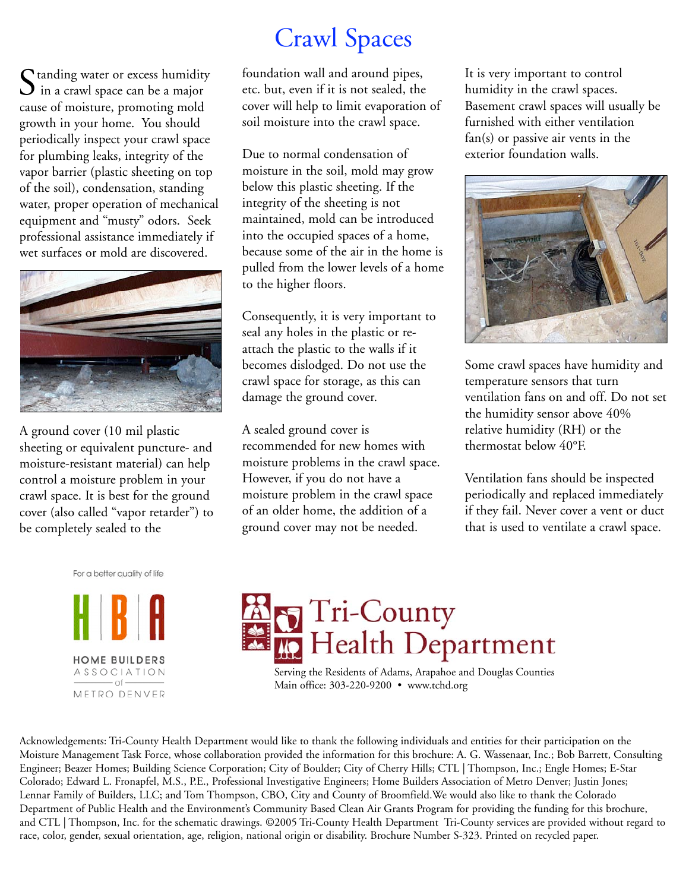# Crawl Spaces

Standing water or excess humidity in a crawl space can be a major cause of moisture, promoting mold growth in your home. You should periodically inspect your crawl space for plumbing leaks, integrity of the vapor barrier (plastic sheeting on top of the soil), condensation, standing water, proper operation of mechanical equipment and "musty" odors. Seek professional assistance immediately if wet surfaces or mold are discovered.

A ground cover (10 mil plastic sheeting or equivalent puncture- and moisture-resistant material) can help control a moisture problem in your crawl space. It is best for the ground cover (also called "vapor retarder") to be completely sealed to the foundation wall and around pipes, etc. but, even if it is not sealed, the cover will help to limit evaporation of soil moisture into the crawl space.

Due to normal condensation of moisture in the soil, mold may grow below this plastic sheeting. If the integrity of the sheeting is not maintained, mold can be introduced into the occupied spaces of a home, because some of the air in the home is pulled from the lower levels of a home to the higher floors.

Consequently, it is very important to seal any holes in the plastic or re-attach the plastic to the walls if it becomes dislodged. Do not use the crawl space for storage, as this can damage the ground cover.

A sealed ground cover is recommended for new homes with moisture problems in the crawl space. However, if you do not have a moisture problem in the crawl space of an older home, the addition of a ground cover may not be needed.

It is very important to control humidity in the crawl spaces. Basement crawl spaces will usually be furnished with either ventilation fan(s) or passive air vents in the exterior foundation walls.

Some crawl spaces have humidity and temperature sensors that turn ventilation fans on and off. Do not set the humidity sensor above 40% relative humidity (RH) or the thermostat below 40°F.

Ventilation fans should be inspected periodically and replaced immediately if they fail. Never cover a vent or duct that is used to ventilate a crawl space.

For a better quality of life

HBA HOME BUILDERS ASSOCIATION of METRO DENVER

Tri-County Health Department

Serving the Residents of Adams, Arapahoe and Douglas Counties
Main office: 303-220-9200 • www.tchd.org

Acknowledgements: Tri-County Health Department would like to thank the following individuals and entities for their participation on the Moisture Management Task Force, whose collaboration provided the information for this brochure: A. G. Wassenaar, Inc.; Bob Barrett, Consulting Engineer; Beazer Homes; Building Science Corporation; City of Boulder; City of Cherry Hills; CTL | Thompson, Inc.; Engle Homes; E-Star Colorado; Edward L. Fronapfel, M.S., P.E., Professional Investigative Engineers; Home Builders Association of Metro Denver; Justin Jones; Lennar Family of Builders, LLC; and Tom Thompson, CBO, City and County of Broomfield.We would also like to thank the Colorado Department of Public Health and the Environment's Community Based Clean Air Grants Program for providing the funding for this brochure, and CTL | Thompson, Inc. for the schematic drawings. ©2005 Tri-County Health Department Tri-County services are provided without regard to race, color, gender, sexual orientation, age, religion, national origin or disability. Brochure Number S-323. Printed on recycled paper.